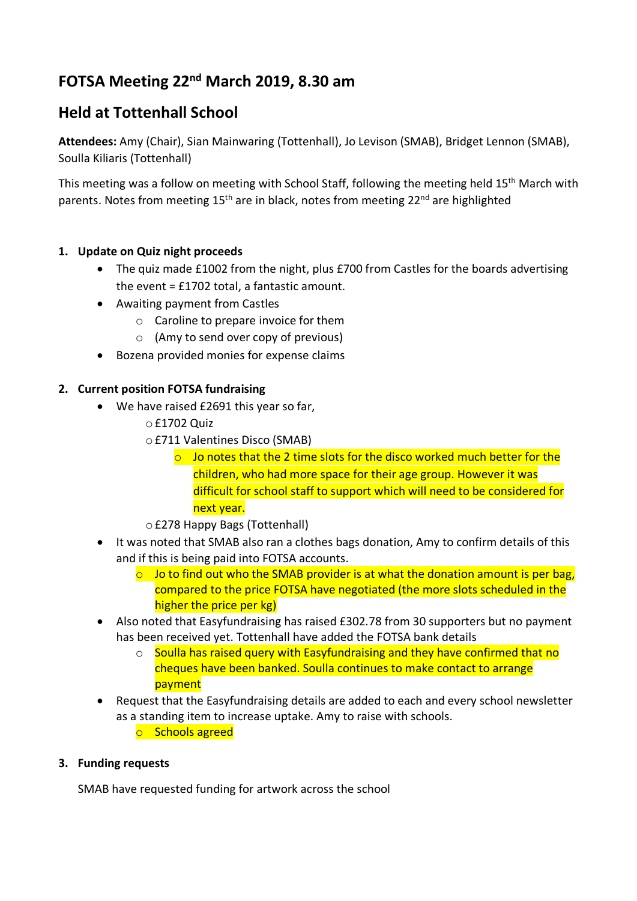# FOTSA Meeting 22nd March 2019, 8.30 am

# Held at Tottenhall School

**Attendees:** Amy (Chair), Sian Mainwaring (Tottenhall), Jo Levison (SMAB), Bridget Lennon (SMAB), Soulla Kiliaris (Tottenhall)

This meeting was a follow on meeting with School Staff, following the meeting held 15th March with parents. Notes from meeting 15th are in black, notes from meeting 22nd are highlighted

1. **Update on Quiz night proceeds**
   - The quiz made £1002 from the night, plus £700 from Castles for the boards advertising the event = £1702 total, a fantastic amount.
   - Awaiting payment from Castles
     - Caroline to prepare invoice for them
     - (Amy to send over copy of previous)
   - Bozena provided monies for expense claims

2. **Current position FOTSA fundraising**
   - We have raised £2691 this year so far,
     - £1702 Quiz
     - £711 Valentines Disco (SMAB)
       - Jo notes that the 2 time slots for the disco worked much better for the children, who had more space for their age group. However it was difficult for school staff to support which will need to be considered for next year.
     - £278 Happy Bags (Tottenhall)
   - It was noted that SMAB also ran a clothes bags donation, Amy to confirm details of this and if this is being paid into FOTSA accounts.
     - Jo to find out who the SMAB provider is at what the donation amount is per bag, compared to the price FOTSA have negotiated (the more slots scheduled in the higher the price per kg)
   - Also noted that Easyfundraising has raised £302.78 from 30 supporters but no payment has been received yet. Tottenhall have added the FOTSA bank details
     - Soulla has raised query with Easyfundraising and they have confirmed that no cheques have been banked. Soulla continues to make contact to arrange payment
   - Request that the Easyfundraising details are added to each and every school newsletter as a standing item to increase uptake. Amy to raise with schools.
     - Schools agreed

3. **Funding requests**

   SMAB have requested funding for artwork across the school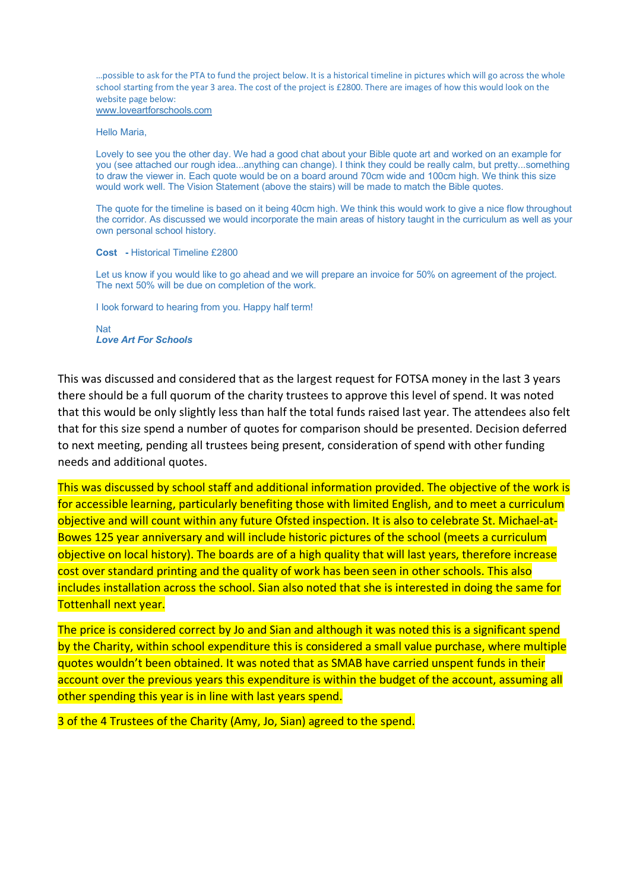…possible to ask for the PTA to fund the project below. It is a historical timeline in pictures which will go across the whole school starting from the year 3 area. The cost of the project is £2800. There are images of how this would look on the website page below:
www.loveartforschools.com

Hello Maria,

Lovely to see you the other day. We had a good chat about your Bible quote art and worked on an example for you (see attached our rough idea...anything can change). I think they could be really calm, but pretty...something to draw the viewer in. Each quote would be on a board around 70cm wide and 100cm high. We think this size would work well. The Vision Statement (above the stairs) will be made to match the Bible quotes.

The quote for the timeline is based on it being 40cm high. We think this would work to give a nice flow throughout the corridor. As discussed we would incorporate the main areas of history taught in the curriculum as well as your own personal school history.

**Cost** - Historical Timeline £2800

Let us know if you would like to go ahead and we will prepare an invoice for 50% on agreement of the project. The next 50% will be due on completion of the work.

I look forward to hearing from you. Happy half term!

Nat
***Love Art For Schools***

This was discussed and considered that as the largest request for FOTSA money in the last 3 years there should be a full quorum of the charity trustees to approve this level of spend. It was noted that this would be only slightly less than half the total funds raised last year. The attendees also felt that for this size spend a number of quotes for comparison should be presented. Decision deferred to next meeting, pending all trustees being present, consideration of spend with other funding needs and additional quotes.

This was discussed by school staff and additional information provided. The objective of the work is for accessible learning, particularly benefiting those with limited English, and to meet a curriculum objective and will count within any future Ofsted inspection. It is also to celebrate St. Michael-at-Bowes 125 year anniversary and will include historic pictures of the school (meets a curriculum objective on local history). The boards are of a high quality that will last years, therefore increase cost over standard printing and the quality of work has been seen in other schools. This also includes installation across the school. Sian also noted that she is interested in doing the same for Tottenhall next year.

The price is considered correct by Jo and Sian and although it was noted this is a significant spend by the Charity, within school expenditure this is considered a small value purchase, where multiple quotes wouldn't been obtained. It was noted that as SMAB have carried unspent funds in their account over the previous years this expenditure is within the budget of the account, assuming all other spending this year is in line with last years spend.

3 of the 4 Trustees of the Charity (Amy, Jo, Sian) agreed to the spend.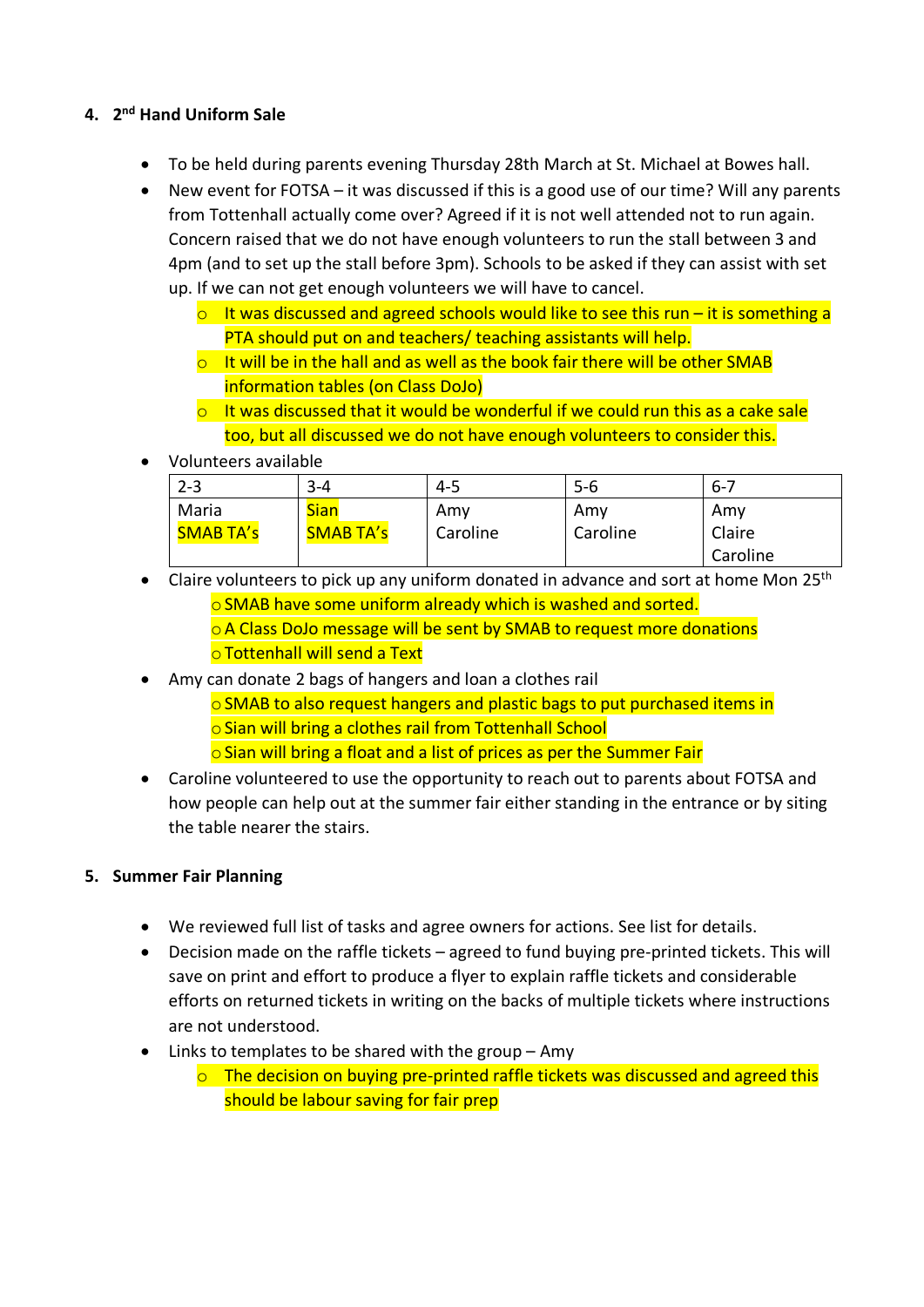## 4. 2nd Hand Uniform Sale

- To be held during parents evening Thursday 28th March at St. Michael at Bowes hall.
- New event for FOTSA – it was discussed if this is a good use of our time? Will any parents from Tottenhall actually come over? Agreed if it is not well attended not to run again. Concern raised that we do not have enough volunteers to run the stall between 3 and 4pm (and to set up the stall before 3pm). Schools to be asked if they can assist with set up. If we can not get enough volunteers we will have to cancel.
    - It was discussed and agreed schools would like to see this run – it is something a PTA should put on and teachers/ teaching assistants will help.
    - It will be in the hall and as well as the book fair there will be other SMAB information tables (on Class DoJo)
    - It was discussed that it would be wonderful if we could run this as a cake sale too, but all discussed we do not have enough volunteers to consider this.
- Volunteers available

| 2-3 | 3-4 | 4-5 | 5-6 | 6-7 |
|---|---|---|---|---|
| Maria<br>SMAB TA's | Sian<br>SMAB TA's | Amy<br>Caroline | Amy<br>Caroline | Amy<br>Claire<br>Caroline |

- Claire volunteers to pick up any uniform donated in advance and sort at home Mon 25th
    - SMAB have some uniform already which is washed and sorted.
    - A Class DoJo message will be sent by SMAB to request more donations
    - Tottenhall will send a Text
- Amy can donate 2 bags of hangers and loan a clothes rail
    - SMAB to also request hangers and plastic bags to put purchased items in
    - Sian will bring a clothes rail from Tottenhall School
    - Sian will bring a float and a list of prices as per the Summer Fair
- Caroline volunteered to use the opportunity to reach out to parents about FOTSA and how people can help out at the summer fair either standing in the entrance or by siting the table nearer the stairs.

## 5. Summer Fair Planning

- We reviewed full list of tasks and agree owners for actions. See list for details.
- Decision made on the raffle tickets – agreed to fund buying pre-printed tickets. This will save on print and effort to produce a flyer to explain raffle tickets and considerable efforts on returned tickets in writing on the backs of multiple tickets where instructions are not understood.
- Links to templates to be shared with the group – Amy
    - The decision on buying pre-printed raffle tickets was discussed and agreed this should be labour saving for fair prep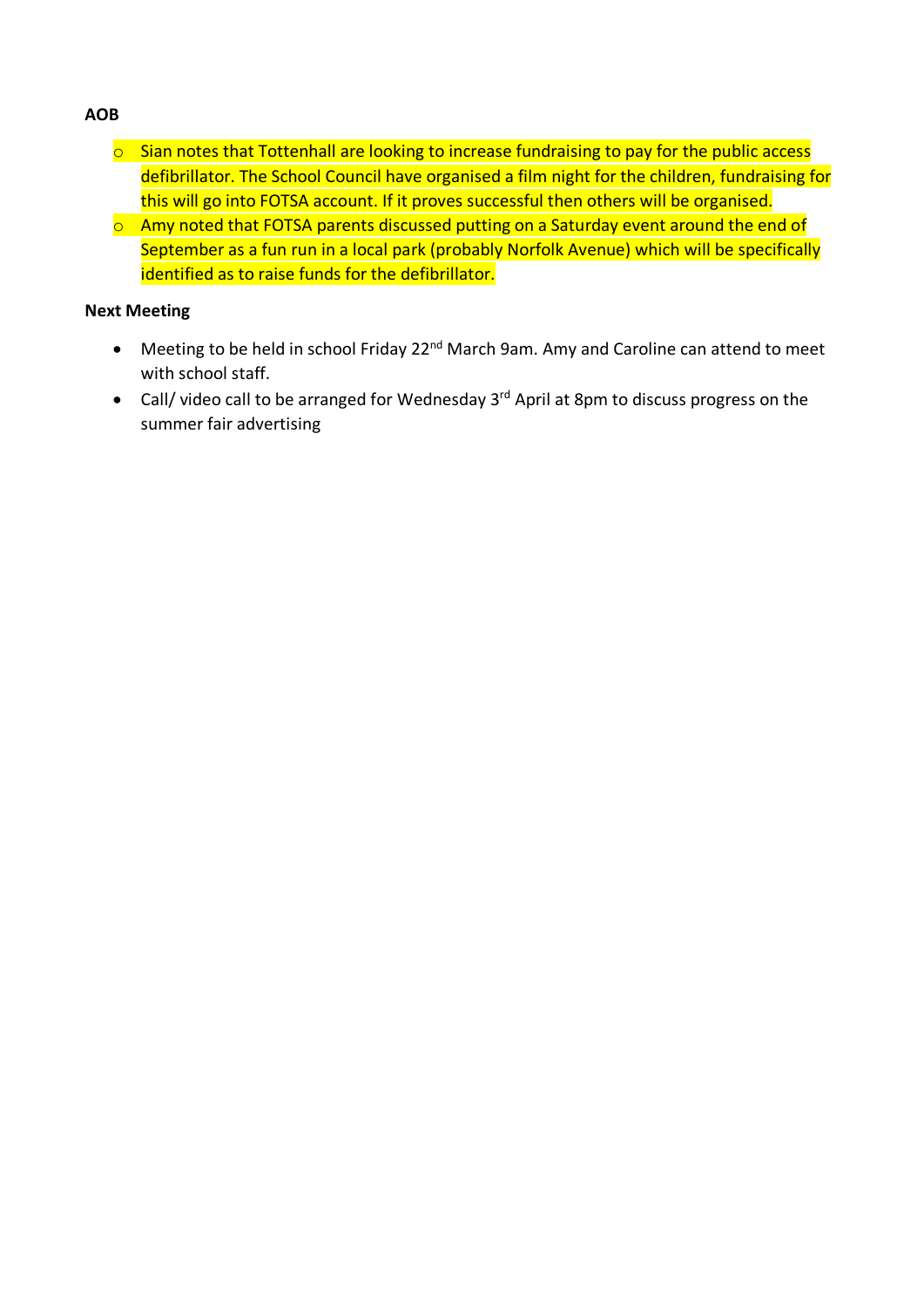**AOB**

- Sian notes that Tottenhall are looking to increase fundraising to pay for the public access defibrillator. The School Council have organised a film night for the children, fundraising for this will go into FOTSA account. If it proves successful then others will be organised.
- Amy noted that FOTSA parents discussed putting on a Saturday event around the end of September as a fun run in a local park (probably Norfolk Avenue) which will be specifically identified as to raise funds for the defibrillator.

**Next Meeting**

- Meeting to be held in school Friday 22nd March 9am. Amy and Caroline can attend to meet with school staff.
- Call/ video call to be arranged for Wednesday 3rd April at 8pm to discuss progress on the summer fair advertising